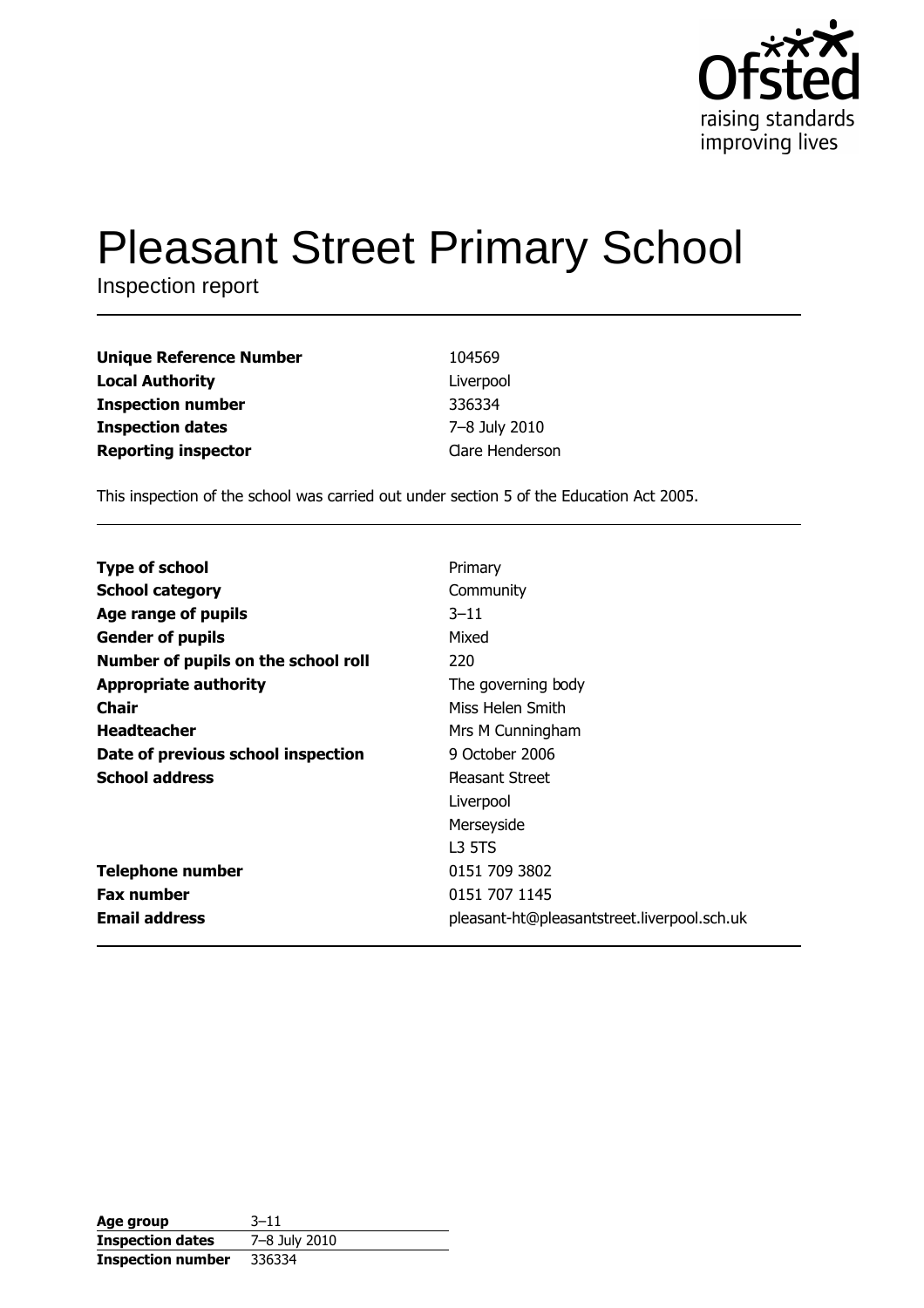Ofsted
raising standards
improving lives

# Pleasant Street Primary School

Inspection report

| | |
|---|---|
| **Unique Reference Number** | 104569 |
| **Local Authority** | Liverpool |
| **Inspection number** | 336334 |
| **Inspection dates** | 7–8 July 2010 |
| **Reporting inspector** | Clare Henderson |

This inspection of the school was carried out under section 5 of the Education Act 2005.

| | |
|---|---|
| **Type of school** | Primary |
| **School category** | Community |
| **Age range of pupils** | 3–11 |
| **Gender of pupils** | Mixed |
| **Number of pupils on the school roll** | 220 |
| **Appropriate authority** | The governing body |
| **Chair** | Miss Helen Smith |
| **Headteacher** | Mrs M Cunningham |
| **Date of previous school inspection** | 9 October 2006 |
| **School address** | Pleasant Street<br>Liverpool<br>Merseyside<br>L3 5TS |
| **Telephone number** | 0151 709 3802 |
| **Fax number** | 0151 707 1145 |
| **Email address** | pleasant-ht@pleasantstreet.liverpool.sch.uk |

| | |
|---|---|
| **Age group** | 3–11 |
| **Inspection dates** | 7–8 July 2010 |
| **Inspection number** | 336334 |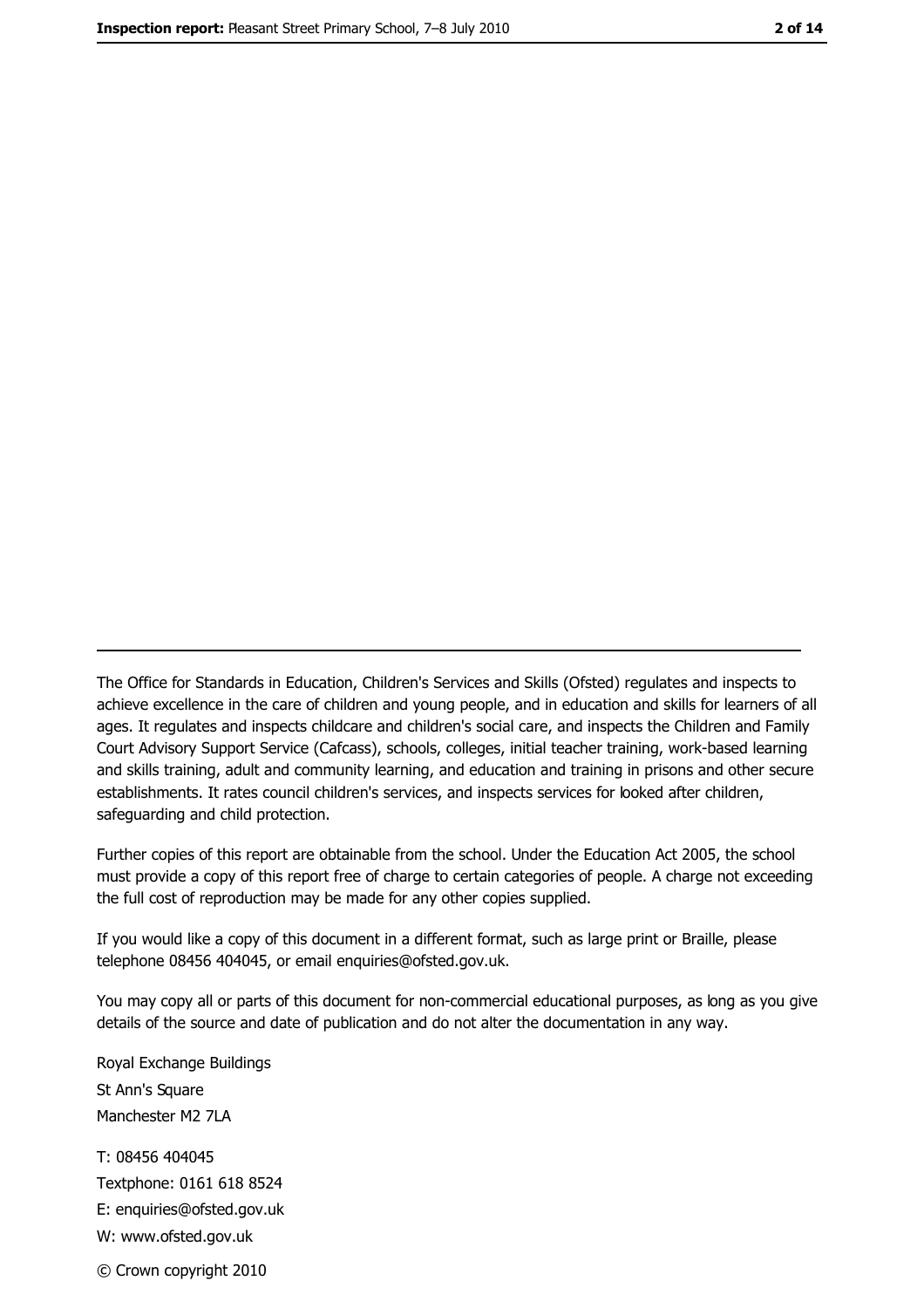---

The Office for Standards in Education, Children's Services and Skills (Ofsted) regulates and inspects to achieve excellence in the care of children and young people, and in education and skills for learners of all ages. It regulates and inspects childcare and children's social care, and inspects the Children and Family Court Advisory Support Service (Cafcass), schools, colleges, initial teacher training, work-based learning and skills training, adult and community learning, and education and training in prisons and other secure establishments. It rates council children's services, and inspects services for looked after children, safeguarding and child protection.

Further copies of this report are obtainable from the school. Under the Education Act 2005, the school must provide a copy of this report free of charge to certain categories of people. A charge not exceeding the full cost of reproduction may be made for any other copies supplied.

If you would like a copy of this document in a different format, such as large print or Braille, please telephone 08456 404045, or email enquiries@ofsted.gov.uk.

You may copy all or parts of this document for non-commercial educational purposes, as long as you give details of the source and date of publication and do not alter the documentation in any way.

Royal Exchange Buildings
St Ann's Square
Manchester M2 7LA

T: 08456 404045
Textphone: 0161 618 8524
E: enquiries@ofsted.gov.uk
W: www.ofsted.gov.uk

© Crown copyright 2010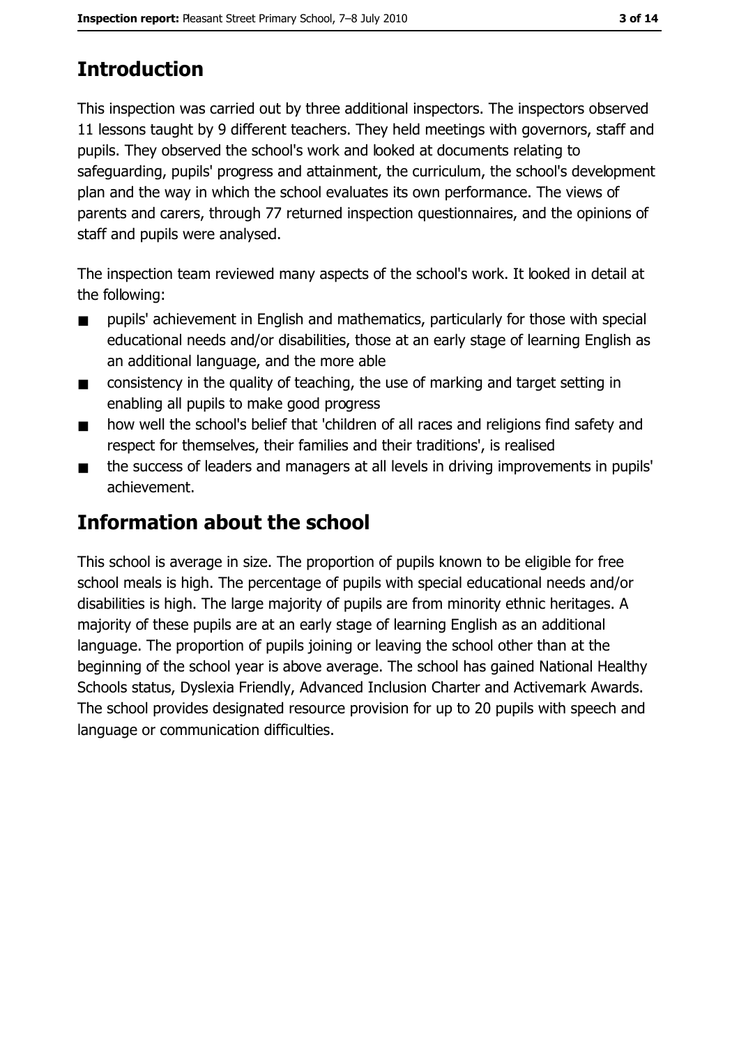# Introduction

This inspection was carried out by three additional inspectors. The inspectors observed 11 lessons taught by 9 different teachers. They held meetings with governors, staff and pupils. They observed the school's work and looked at documents relating to safeguarding, pupils' progress and attainment, the curriculum, the school's development plan and the way in which the school evaluates its own performance. The views of parents and carers, through 77 returned inspection questionnaires, and the opinions of staff and pupils were analysed.

The inspection team reviewed many aspects of the school's work. It looked in detail at the following:

- pupils' achievement in English and mathematics, particularly for those with special educational needs and/or disabilities, those at an early stage of learning English as an additional language, and the more able
- consistency in the quality of teaching, the use of marking and target setting in enabling all pupils to make good progress
- how well the school's belief that 'children of all races and religions find safety and respect for themselves, their families and their traditions', is realised
- the success of leaders and managers at all levels in driving improvements in pupils' achievement.

# Information about the school

This school is average in size. The proportion of pupils known to be eligible for free school meals is high. The percentage of pupils with special educational needs and/or disabilities is high. The large majority of pupils are from minority ethnic heritages. A majority of these pupils are at an early stage of learning English as an additional language. The proportion of pupils joining or leaving the school other than at the beginning of the school year is above average. The school has gained National Healthy Schools status, Dyslexia Friendly, Advanced Inclusion Charter and Activemark Awards. The school provides designated resource provision for up to 20 pupils with speech and language or communication difficulties.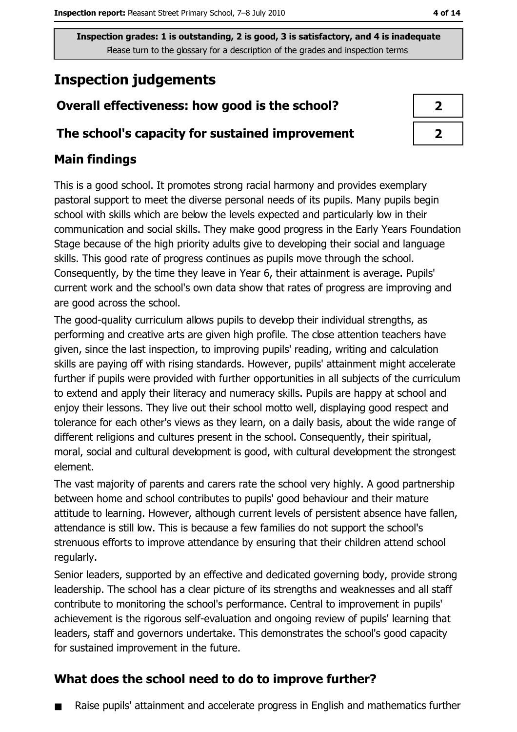Inspection grades: 1 is outstanding, 2 is good, 3 is satisfactory, and 4 is inadequate
Please turn to the glossary for a description of the grades and inspection terms

# Inspection judgements

| Overall effectiveness: how good is the school? | 2 |
|---|---|
| The school's capacity for sustained improvement | 2 |

## Main findings

This is a good school. It promotes strong racial harmony and provides exemplary pastoral support to meet the diverse personal needs of its pupils. Many pupils begin school with skills which are below the levels expected and particularly low in their communication and social skills. They make good progress in the Early Years Foundation Stage because of the high priority adults give to developing their social and language skills. This good rate of progress continues as pupils move through the school. Consequently, by the time they leave in Year 6, their attainment is average. Pupils' current work and the school's own data show that rates of progress are improving and are good across the school.

The good-quality curriculum allows pupils to develop their individual strengths, as performing and creative arts are given high profile. The close attention teachers have given, since the last inspection, to improving pupils' reading, writing and calculation skills are paying off with rising standards. However, pupils' attainment might accelerate further if pupils were provided with further opportunities in all subjects of the curriculum to extend and apply their literacy and numeracy skills. Pupils are happy at school and enjoy their lessons. They live out their school motto well, displaying good respect and tolerance for each other's views as they learn, on a daily basis, about the wide range of different religions and cultures present in the school. Consequently, their spiritual, moral, social and cultural development is good, with cultural development the strongest element.

The vast majority of parents and carers rate the school very highly. A good partnership between home and school contributes to pupils' good behaviour and their mature attitude to learning. However, although current levels of persistent absence have fallen, attendance is still low. This is because a few families do not support the school's strenuous efforts to improve attendance by ensuring that their children attend school regularly.

Senior leaders, supported by an effective and dedicated governing body, provide strong leadership. The school has a clear picture of its strengths and weaknesses and all staff contribute to monitoring the school's performance. Central to improvement in pupils' achievement is the rigorous self-evaluation and ongoing review of pupils' learning that leaders, staff and governors undertake. This demonstrates the school's good capacity for sustained improvement in the future.

## What does the school need to do to improve further?

- Raise pupils' attainment and accelerate progress in English and mathematics further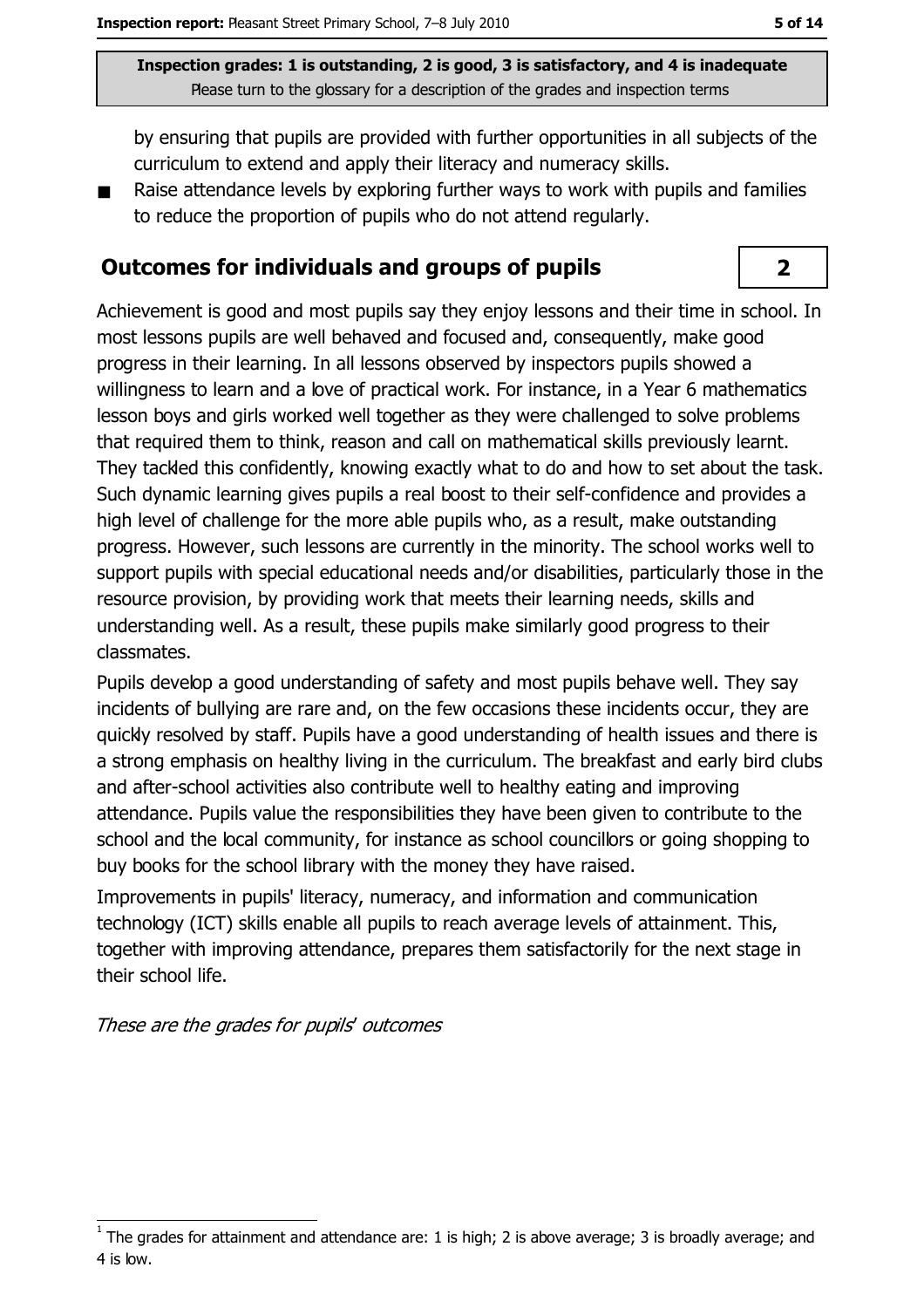by ensuring that pupils are provided with further opportunities in all subjects of the curriculum to extend and apply their literacy and numeracy skills.

- Raise attendance levels by exploring further ways to work with pupils and families to reduce the proportion of pupils who do not attend regularly.

## Outcomes for individuals and groups of pupils

**2**

Achievement is good and most pupils say they enjoy lessons and their time in school. In most lessons pupils are well behaved and focused and, consequently, make good progress in their learning. In all lessons observed by inspectors pupils showed a willingness to learn and a love of practical work. For instance, in a Year 6 mathematics lesson boys and girls worked well together as they were challenged to solve problems that required them to think, reason and call on mathematical skills previously learnt. They tackled this confidently, knowing exactly what to do and how to set about the task. Such dynamic learning gives pupils a real boost to their self-confidence and provides a high level of challenge for the more able pupils who, as a result, make outstanding progress. However, such lessons are currently in the minority. The school works well to support pupils with special educational needs and/or disabilities, particularly those in the resource provision, by providing work that meets their learning needs, skills and understanding well. As a result, these pupils make similarly good progress to their classmates.

Pupils develop a good understanding of safety and most pupils behave well. They say incidents of bullying are rare and, on the few occasions these incidents occur, they are quickly resolved by staff. Pupils have a good understanding of health issues and there is a strong emphasis on healthy living in the curriculum. The breakfast and early bird clubs and after-school activities also contribute well to healthy eating and improving attendance. Pupils value the responsibilities they have been given to contribute to the school and the local community, for instance as school councillors or going shopping to buy books for the school library with the money they have raised.

Improvements in pupils' literacy, numeracy, and information and communication technology (ICT) skills enable all pupils to reach average levels of attainment. This, together with improving attendance, prepares them satisfactorily for the next stage in their school life.

*These are the grades for pupils' outcomes*

[1] The grades for attainment and attendance are: 1 is high; 2 is above average; 3 is broadly average; and 4 is low.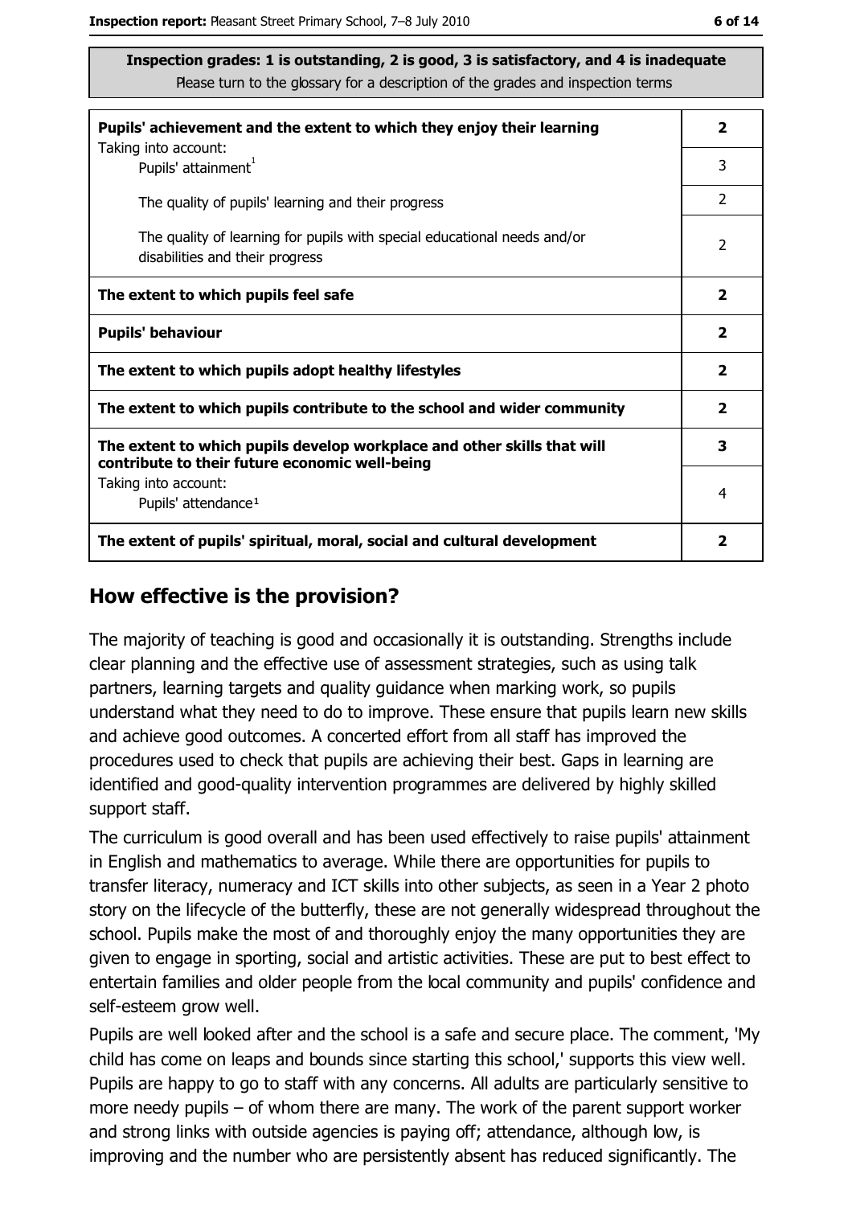**Inspection grades: 1 is outstanding, 2 is good, 3 is satisfactory, and 4 is inadequate**
Please turn to the glossary for a description of the grades and inspection terms

| | |
|---|---|
| **Pupils' achievement and the extent to which they enjoy their learning** | **2** |
| Taking into account: Pupils' attainment[1] | 3 |
| The quality of pupils' learning and their progress | 2 |
| The quality of learning for pupils with special educational needs and/or disabilities and their progress | 2 |
| **The extent to which pupils feel safe** | **2** |
| **Pupils' behaviour** | **2** |
| **The extent to which pupils adopt healthy lifestyles** | **2** |
| **The extent to which pupils contribute to the school and wider community** | **2** |
| **The extent to which pupils develop workplace and other skills that will contribute to their future economic well-being** | **3** |
| Taking into account: Pupils' attendance[1] | 4 |
| **The extent of pupils' spiritual, moral, social and cultural development** | **2** |

## How effective is the provision?

The majority of teaching is good and occasionally it is outstanding. Strengths include clear planning and the effective use of assessment strategies, such as using talk partners, learning targets and quality guidance when marking work, so pupils understand what they need to do to improve. These ensure that pupils learn new skills and achieve good outcomes. A concerted effort from all staff has improved the procedures used to check that pupils are achieving their best. Gaps in learning are identified and good-quality intervention programmes are delivered by highly skilled support staff.

The curriculum is good overall and has been used effectively to raise pupils' attainment in English and mathematics to average. While there are opportunities for pupils to transfer literacy, numeracy and ICT skills into other subjects, as seen in a Year 2 photo story on the lifecycle of the butterfly, these are not generally widespread throughout the school. Pupils make the most of and thoroughly enjoy the many opportunities they are given to engage in sporting, social and artistic activities. These are put to best effect to entertain families and older people from the local community and pupils' confidence and self-esteem grow well.

Pupils are well looked after and the school is a safe and secure place. The comment, 'My child has come on leaps and bounds since starting this school,' supports this view well. Pupils are happy to go to staff with any concerns. All adults are particularly sensitive to more needy pupils – of whom there are many. The work of the parent support worker and strong links with outside agencies is paying off; attendance, although low, is improving and the number who are persistently absent has reduced significantly. The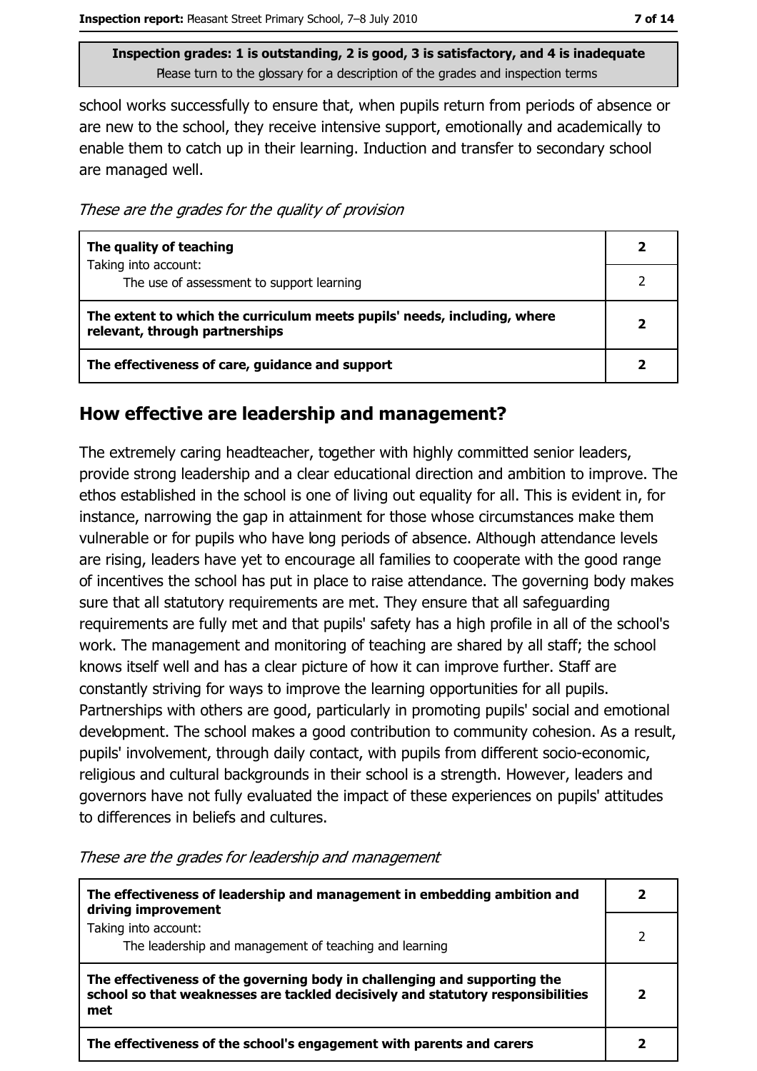**Inspection grades: 1 is outstanding, 2 is good, 3 is satisfactory, and 4 is inadequate**
Please turn to the glossary for a description of the grades and inspection terms

school works successfully to ensure that, when pupils return from periods of absence or are new to the school, they receive intensive support, emotionally and academically to enable them to catch up in their learning. Induction and transfer to secondary school are managed well.

*These are the grades for the quality of provision*

| | |
|---|---|
| **The quality of teaching** | **2** |
| Taking into account: The use of assessment to support learning | 2 |
| **The extent to which the curriculum meets pupils' needs, including, where relevant, through partnerships** | **2** |
| **The effectiveness of care, guidance and support** | **2** |

## How effective are leadership and management?

The extremely caring headteacher, together with highly committed senior leaders, provide strong leadership and a clear educational direction and ambition to improve. The ethos established in the school is one of living out equality for all. This is evident in, for instance, narrowing the gap in attainment for those whose circumstances make them vulnerable or for pupils who have long periods of absence. Although attendance levels are rising, leaders have yet to encourage all families to cooperate with the good range of incentives the school has put in place to raise attendance. The governing body makes sure that all statutory requirements are met. They ensure that all safeguarding requirements are fully met and that pupils' safety has a high profile in all of the school's work. The management and monitoring of teaching are shared by all staff; the school knows itself well and has a clear picture of how it can improve further. Staff are constantly striving for ways to improve the learning opportunities for all pupils. Partnerships with others are good, particularly in promoting pupils' social and emotional development. The school makes a good contribution to community cohesion. As a result, pupils' involvement, through daily contact, with pupils from different socio-economic, religious and cultural backgrounds in their school is a strength. However, leaders and governors have not fully evaluated the impact of these experiences on pupils' attitudes to differences in beliefs and cultures.

*These are the grades for leadership and management*

| | |
|---|---|
| **The effectiveness of leadership and management in embedding ambition and driving improvement** | **2** |
| Taking into account: The leadership and management of teaching and learning | 2 |
| **The effectiveness of the governing body in challenging and supporting the school so that weaknesses are tackled decisively and statutory responsibilities met** | **2** |
| **The effectiveness of the school's engagement with parents and carers** | **2** |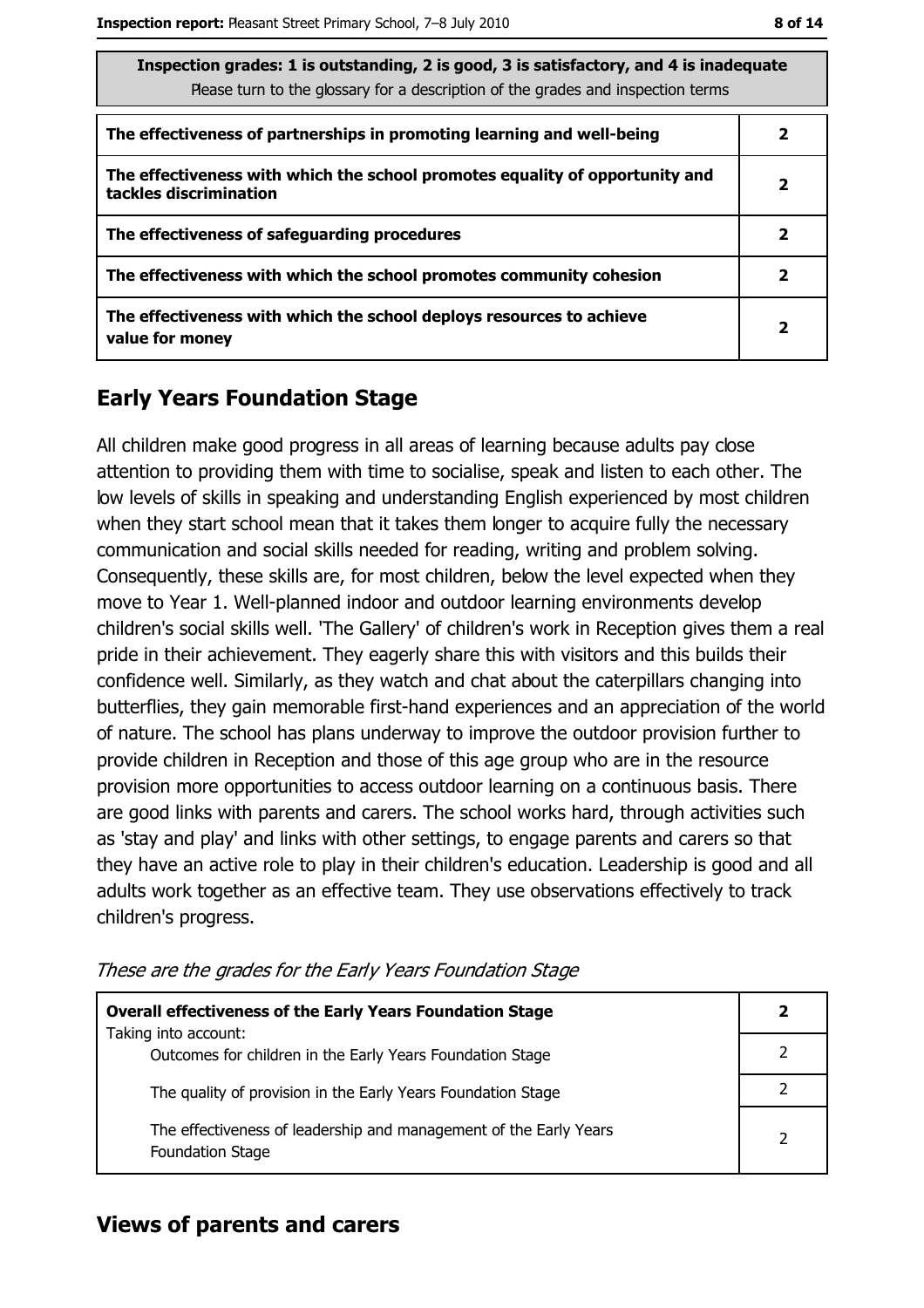| Inspection grades: 1 is outstanding, 2 is good, 3 is satisfactory, and 4 is inadequate<br>Please turn to the glossary for a description of the grades and inspection terms | |
|---|---|
| **The effectiveness of partnerships in promoting learning and well-being** | **2** |
| **The effectiveness with which the school promotes equality of opportunity and tackles discrimination** | **2** |
| **The effectiveness of safeguarding procedures** | **2** |
| **The effectiveness with which the school promotes community cohesion** | **2** |
| **The effectiveness with which the school deploys resources to achieve value for money** | **2** |

## Early Years Foundation Stage

All children make good progress in all areas of learning because adults pay close attention to providing them with time to socialise, speak and listen to each other. The low levels of skills in speaking and understanding English experienced by most children when they start school mean that it takes them longer to acquire fully the necessary communication and social skills needed for reading, writing and problem solving. Consequently, these skills are, for most children, below the level expected when they move to Year 1. Well-planned indoor and outdoor learning environments develop children's social skills well. 'The Gallery' of children's work in Reception gives them a real pride in their achievement. They eagerly share this with visitors and this builds their confidence well. Similarly, as they watch and chat about the caterpillars changing into butterflies, they gain memorable first-hand experiences and an appreciation of the world of nature. The school has plans underway to improve the outdoor provision further to provide children in Reception and those of this age group who are in the resource provision more opportunities to access outdoor learning on a continuous basis. There are good links with parents and carers. The school works hard, through activities such as 'stay and play' and links with other settings, to engage parents and carers so that they have an active role to play in their children's education. Leadership is good and all adults work together as an effective team. They use observations effectively to track children's progress.

*These are the grades for the Early Years Foundation Stage*

| **Overall effectiveness of the Early Years Foundation Stage**<br>Taking into account: | **2** |
|---|---|
| Outcomes for children in the Early Years Foundation Stage | 2 |
| The quality of provision in the Early Years Foundation Stage | 2 |
| The effectiveness of leadership and management of the Early Years Foundation Stage | 2 |

## Views of parents and carers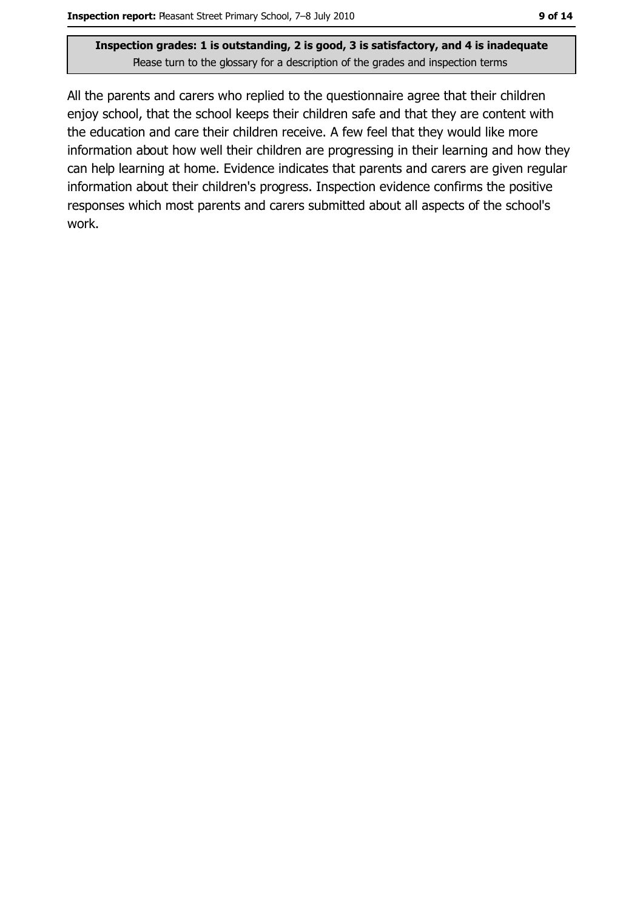**Inspection grades: 1 is outstanding, 2 is good, 3 is satisfactory, and 4 is inadequate**
Please turn to the glossary for a description of the grades and inspection terms

All the parents and carers who replied to the questionnaire agree that their children enjoy school, that the school keeps their children safe and that they are content with the education and care their children receive. A few feel that they would like more information about how well their children are progressing in their learning and how they can help learning at home. Evidence indicates that parents and carers are given regular information about their children's progress. Inspection evidence confirms the positive responses which most parents and carers submitted about all aspects of the school's work.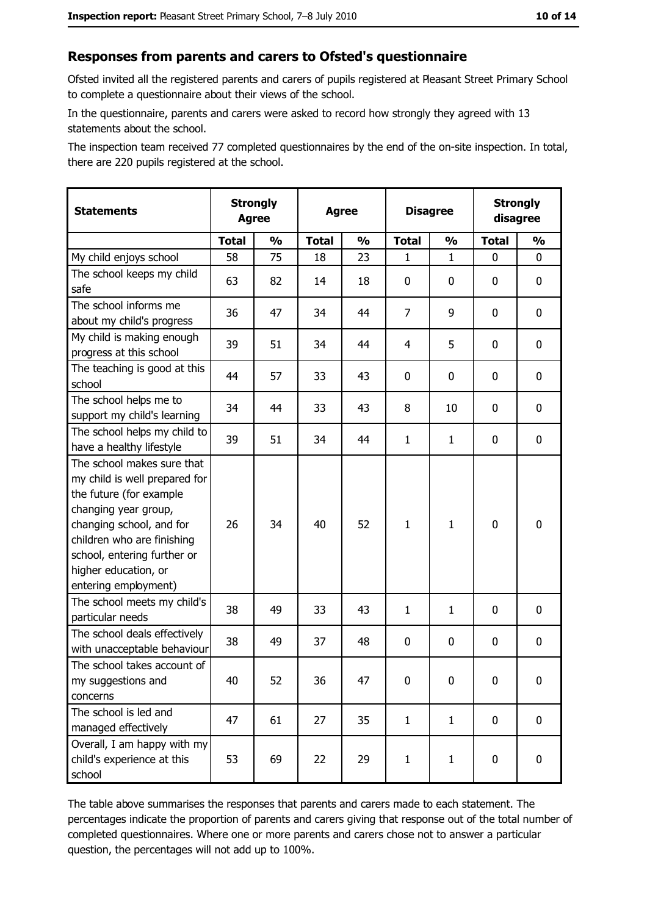## Responses from parents and carers to Ofsted's questionnaire

Ofsted invited all the registered parents and carers of pupils registered at Pleasant Street Primary School to complete a questionnaire about their views of the school.

In the questionnaire, parents and carers were asked to record how strongly they agreed with 13 statements about the school.

The inspection team received 77 completed questionnaires by the end of the on-site inspection. In total, there are 220 pupils registered at the school.

| Statements | Strongly Agree | | Agree | | Disagree | | Strongly disagree | |
|---|---|---|---|---|---|---|---|---|
| | Total | % | Total | % | Total | % | Total | % |
| My child enjoys school | 58 | 75 | 18 | 23 | 1 | 1 | 0 | 0 |
| The school keeps my child safe | 63 | 82 | 14 | 18 | 0 | 0 | 0 | 0 |
| The school informs me about my child's progress | 36 | 47 | 34 | 44 | 7 | 9 | 0 | 0 |
| My child is making enough progress at this school | 39 | 51 | 34 | 44 | 4 | 5 | 0 | 0 |
| The teaching is good at this school | 44 | 57 | 33 | 43 | 0 | 0 | 0 | 0 |
| The school helps me to support my child's learning | 34 | 44 | 33 | 43 | 8 | 10 | 0 | 0 |
| The school helps my child to have a healthy lifestyle | 39 | 51 | 34 | 44 | 1 | 1 | 0 | 0 |
| The school makes sure that my child is well prepared for the future (for example changing year group, changing school, and for children who are finishing school, entering further or higher education, or entering employment) | 26 | 34 | 40 | 52 | 1 | 1 | 0 | 0 |
| The school meets my child's particular needs | 38 | 49 | 33 | 43 | 1 | 1 | 0 | 0 |
| The school deals effectively with unacceptable behaviour | 38 | 49 | 37 | 48 | 0 | 0 | 0 | 0 |
| The school takes account of my suggestions and concerns | 40 | 52 | 36 | 47 | 0 | 0 | 0 | 0 |
| The school is led and managed effectively | 47 | 61 | 27 | 35 | 1 | 1 | 0 | 0 |
| Overall, I am happy with my child's experience at this school | 53 | 69 | 22 | 29 | 1 | 1 | 0 | 0 |

The table above summarises the responses that parents and carers made to each statement. The percentages indicate the proportion of parents and carers giving that response out of the total number of completed questionnaires. Where one or more parents and carers chose not to answer a particular question, the percentages will not add up to 100%.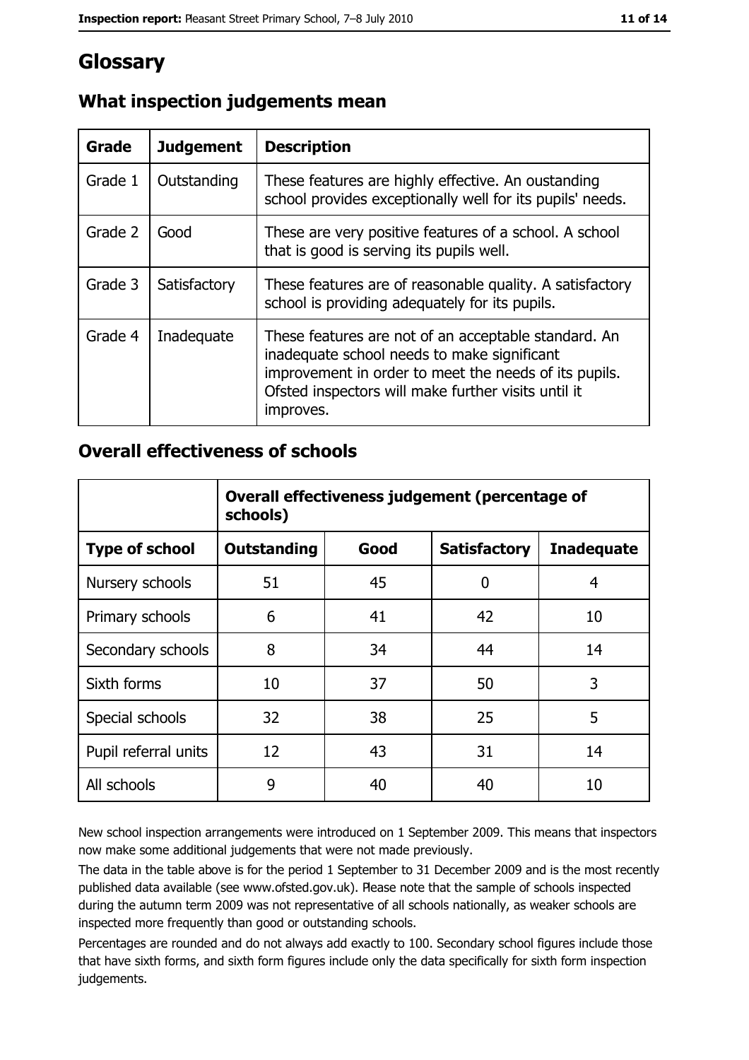# Glossary

## What inspection judgements mean

| Grade | Judgement | Description |
| --- | --- | --- |
| Grade 1 | Outstanding | These features are highly effective. An oustanding school provides exceptionally well for its pupils' needs. |
| Grade 2 | Good | These are very positive features of a school. A school that is good is serving its pupils well. |
| Grade 3 | Satisfactory | These features are of reasonable quality. A satisfactory school is providing adequately for its pupils. |
| Grade 4 | Inadequate | These features are not of an acceptable standard. An inadequate school needs to make significant improvement in order to meet the needs of its pupils. Ofsted inspectors will make further visits until it improves. |

## Overall effectiveness of schools

| | Overall effectiveness judgement (percentage of schools) | | | |
| --- | --- | --- | --- | --- |
| **Type of school** | **Outstanding** | **Good** | **Satisfactory** | **Inadequate** |
| Nursery schools | 51 | 45 | 0 | 4 |
| Primary schools | 6 | 41 | 42 | 10 |
| Secondary schools | 8 | 34 | 44 | 14 |
| Sixth forms | 10 | 37 | 50 | 3 |
| Special schools | 32 | 38 | 25 | 5 |
| Pupil referral units | 12 | 43 | 31 | 14 |
| All schools | 9 | 40 | 40 | 10 |

New school inspection arrangements were introduced on 1 September 2009. This means that inspectors now make some additional judgements that were not made previously.

The data in the table above is for the period 1 September to 31 December 2009 and is the most recently published data available (see www.ofsted.gov.uk). Please note that the sample of schools inspected during the autumn term 2009 was not representative of all schools nationally, as weaker schools are inspected more frequently than good or outstanding schools.

Percentages are rounded and do not always add exactly to 100. Secondary school figures include those that have sixth forms, and sixth form figures include only the data specifically for sixth form inspection judgements.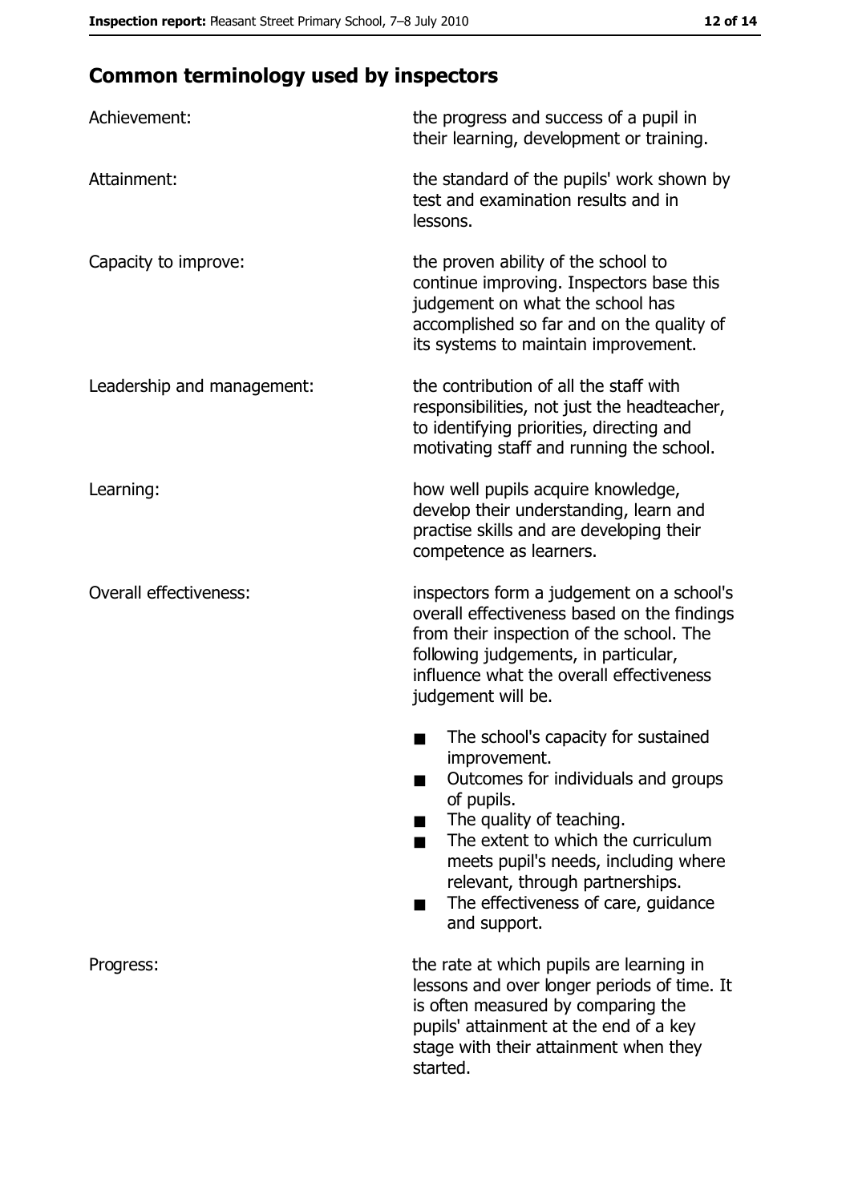## Common terminology used by inspectors

| | |
|---|---|
| Achievement: | the progress and success of a pupil in their learning, development or training. |
| Attainment: | the standard of the pupils' work shown by test and examination results and in lessons. |
| Capacity to improve: | the proven ability of the school to continue improving. Inspectors base this judgement on what the school has accomplished so far and on the quality of its systems to maintain improvement. |
| Leadership and management: | the contribution of all the staff with responsibilities, not just the headteacher, to identifying priorities, directing and motivating staff and running the school. |
| Learning: | how well pupils acquire knowledge, develop their understanding, learn and practise skills and are developing their competence as learners. |
| Overall effectiveness: | inspectors form a judgement on a school's overall effectiveness based on the findings from their inspection of the school. The following judgements, in particular, influence what the overall effectiveness judgement will be.<br>■ The school's capacity for sustained improvement.<br>■ Outcomes for individuals and groups of pupils.<br>■ The quality of teaching.<br>■ The extent to which the curriculum meets pupil's needs, including where relevant, through partnerships.<br>■ The effectiveness of care, guidance and support. |
| Progress: | the rate at which pupils are learning in lessons and over longer periods of time. It is often measured by comparing the pupils' attainment at the end of a key stage with their attainment when they started. |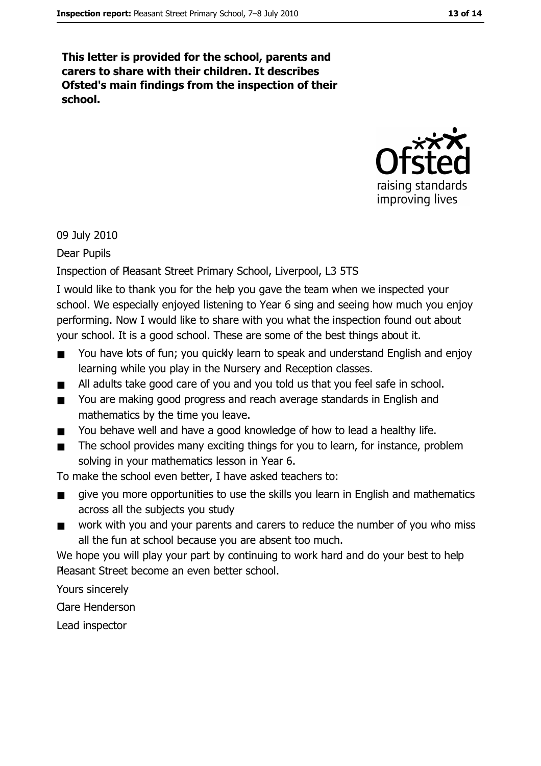**This letter is provided for the school, parents and carers to share with their children. It describes Ofsted's main findings from the inspection of their school.**

09 July 2010

Dear Pupils

Inspection of Pleasant Street Primary School, Liverpool, L3 5TS

I would like to thank you for the help you gave the team when we inspected your school. We especially enjoyed listening to Year 6 sing and seeing how much you enjoy performing. Now I would like to share with you what the inspection found out about your school. It is a good school. These are some of the best things about it.

- You have lots of fun; you quickly learn to speak and understand English and enjoy learning while you play in the Nursery and Reception classes.
- All adults take good care of you and you told us that you feel safe in school.
- You are making good progress and reach average standards in English and mathematics by the time you leave.
- You behave well and have a good knowledge of how to lead a healthy life.
- The school provides many exciting things for you to learn, for instance, problem solving in your mathematics lesson in Year 6.

To make the school even better, I have asked teachers to:

- give you more opportunities to use the skills you learn in English and mathematics across all the subjects you study
- work with you and your parents and carers to reduce the number of you who miss all the fun at school because you are absent too much.

We hope you will play your part by continuing to work hard and do your best to help Pleasant Street become an even better school.

Yours sincerely

Clare Henderson

Lead inspector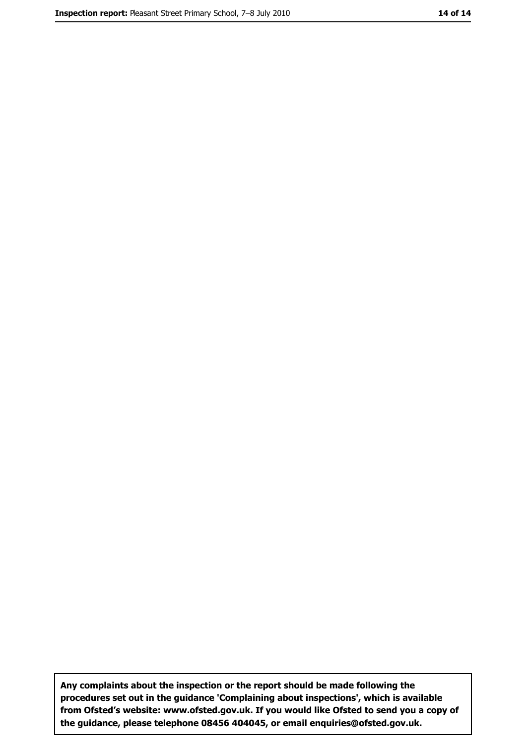**Any complaints about the inspection or the report should be made following the procedures set out in the guidance 'Complaining about inspections', which is available from Ofsted's website: www.ofsted.gov.uk. If you would like Ofsted to send you a copy of the guidance, please telephone 08456 404045, or email enquiries@ofsted.gov.uk.**